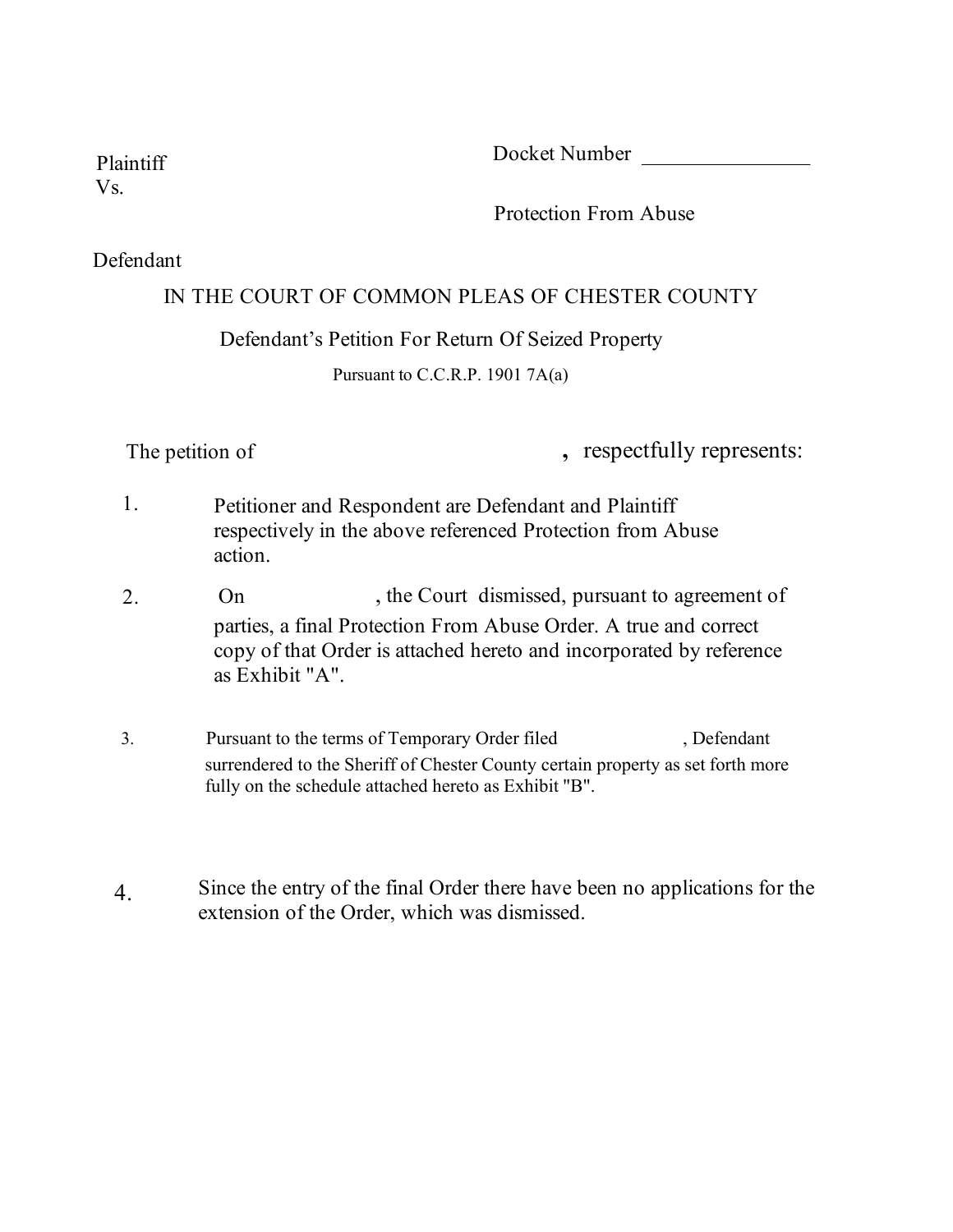Plaintiff

Vs.

Defendant

Docket Number \_\_\_\_\_\_\_\_\_\_\_\_\_\_\_\_

Protection From Abuse

IN THE COURT OF COMMON PLEAS OF CHESTER COUNTY

Defendant's Petition For Return Of Seized Property

Pursuant to C.C.R.P. 1901 7A(a)

The petition of , respectfully represents:

1. Petitioner and Respondent are Defendant and Plaintiff respectively in the above referenced Protection from Abuse action.

2. On , the Court dismissed, pursuant to agreement of parties, a final Protection From Abuse Order. A true and correct copy of that Order is attached hereto and incorporated by reference as Exhibit "A".

3. Pursuant to the terms of Temporary Order filed , Defendant surrendered to the Sheriff of Chester County certain property as set forth more fully on the schedule attached hereto as Exhibit "B".

4. Since the entry of the final Order there have been no applications for the extension of the Order, which was dismissed.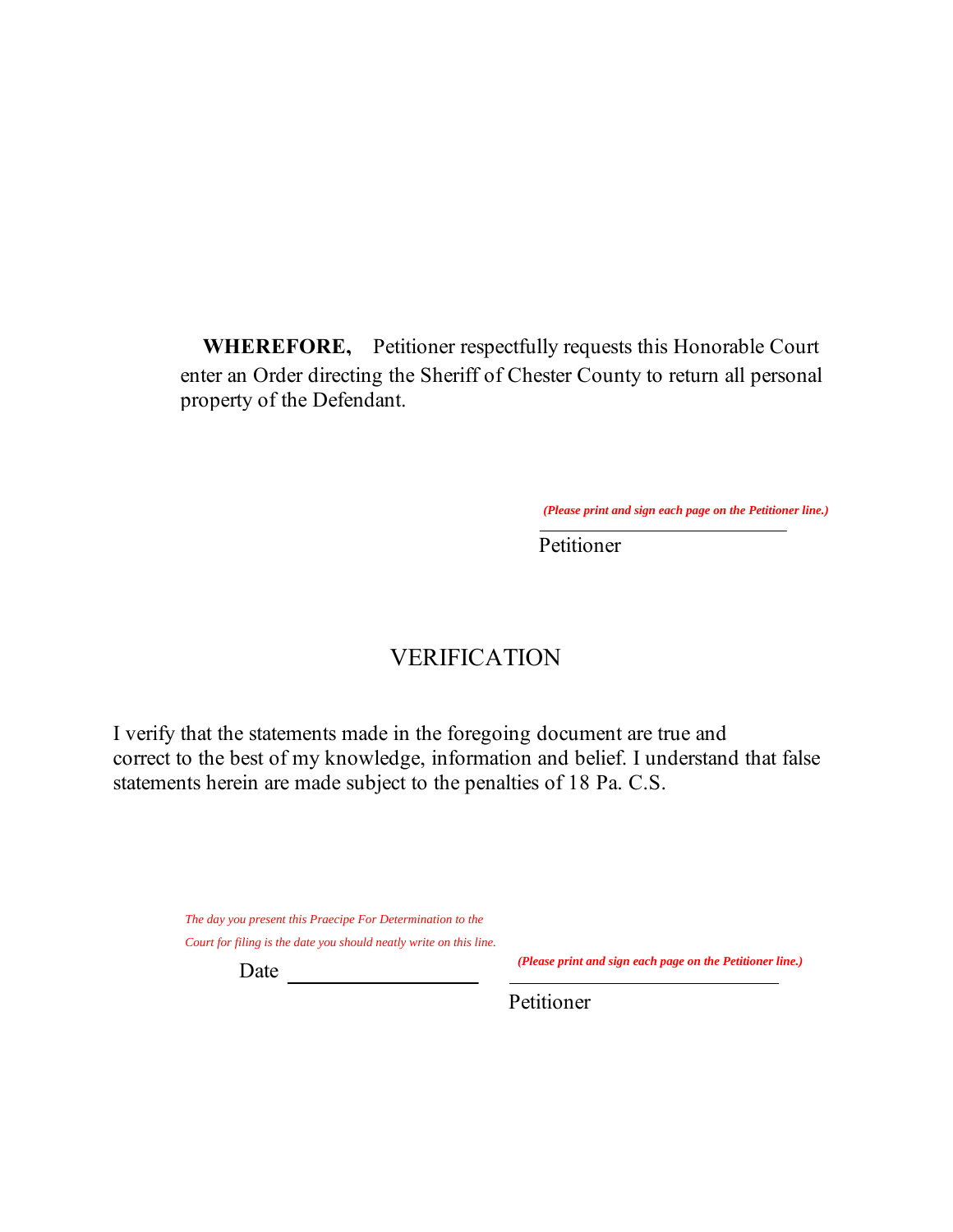**WHEREFORE,** Petitioner respectfully requests this Honorable Court enter an Order directing the Sheriff of Chester County to return all personal property of the Defendant.

***(Please print and sign each page on the Petitioner line.)***

\_\_\_\_\_\_\_\_\_\_\_\_\_\_\_\_\_\_\_\_\_\_\_\_\_\_\_\_

Petitioner

## VERIFICATION

I verify that the statements made in the foregoing document are true and correct to the best of my knowledge, information and belief. I understand that false statements herein are made subject to the penalties of 18 Pa. C.S.

*The day you present this Praecipe For Determination to the Court for filing is the date you should neatly write on this line.*

Date \_\_\_\_\_\_\_\_\_\_\_\_\_\_\_\_\_\_\_\_

***(Please print and sign each page on the Petitioner line.)***

\_\_\_\_\_\_\_\_\_\_\_\_\_\_\_\_\_\_\_\_\_\_\_\_\_\_\_\_

Petitioner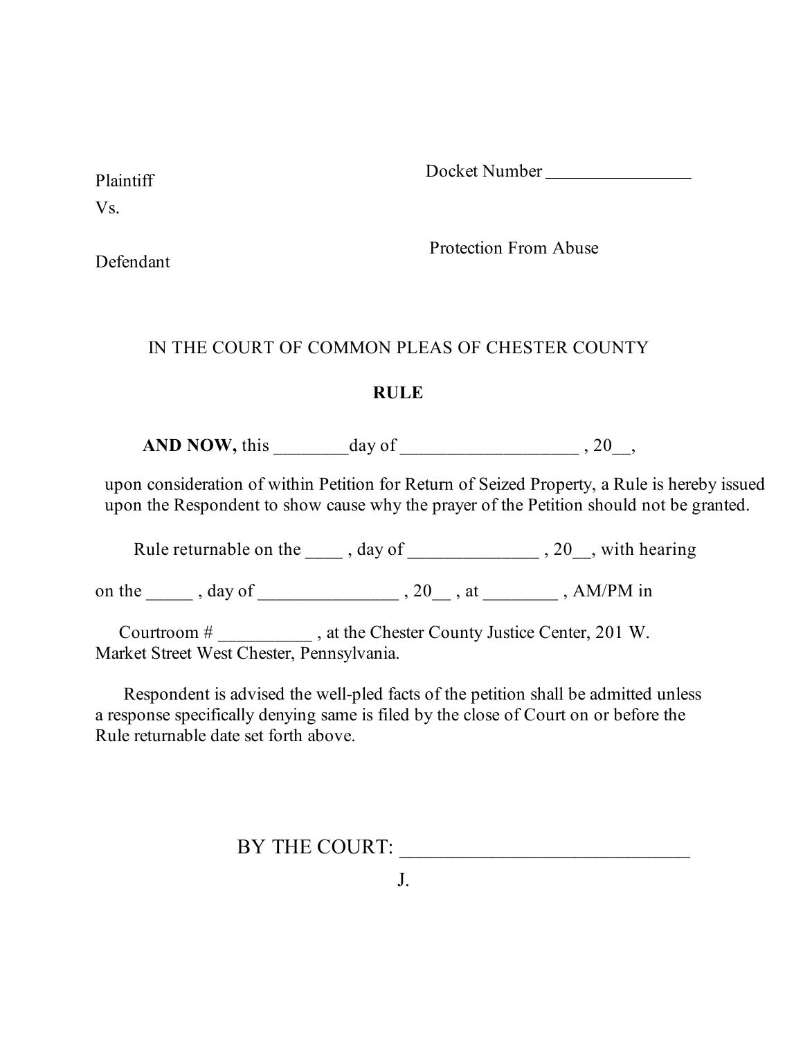Plaintiff

Vs.

Defendant

Docket Number ________________

Protection From Abuse

IN THE COURT OF COMMON PLEAS OF CHESTER COUNTY

**RULE**

**AND NOW,** this ________day of ___________________ , 20__,

upon consideration of within Petition for Return of Seized Property, a Rule is hereby issued upon the Respondent to show cause why the prayer of the Petition should not be granted.

Rule returnable on the ____ , day of ______________ , 20__, with hearing on the _____ , day of _______________ , 20__ , at ________ , AM/PM in Courtroom # __________ , at the Chester County Justice Center, 201 W. Market Street West Chester, Pennsylvania.

Respondent is advised the well-pled facts of the petition shall be admitted unless a response specifically denying same is filed by the close of Court on or before the Rule returnable date set forth above.

BY THE COURT: _____________________________

J.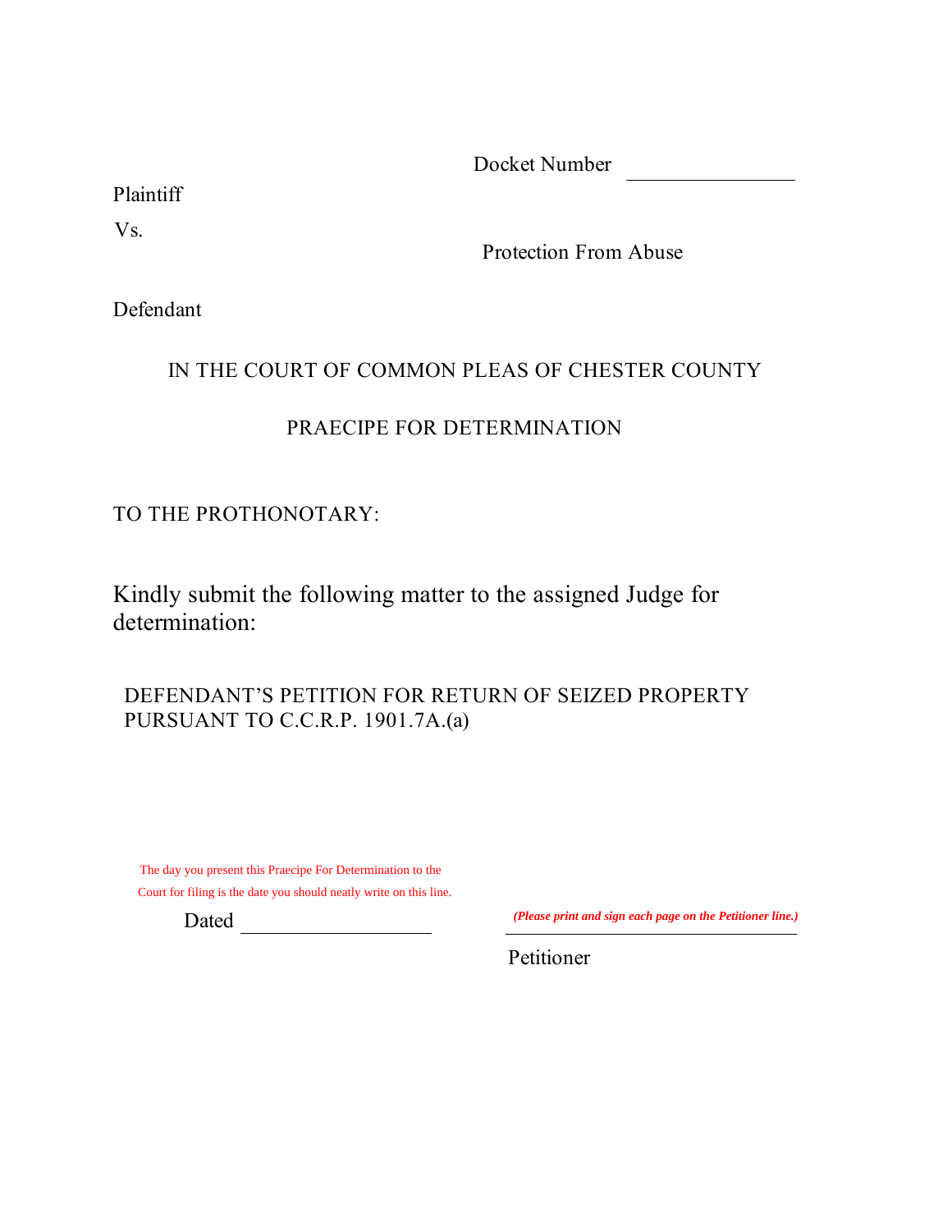Docket Number \_\_\_\_\_\_\_\_\_\_\_\_\_\_\_\_

Plaintiff

Vs.

Protection From Abuse

Defendant

IN THE COURT OF COMMON PLEAS OF CHESTER COUNTY

PRAECIPE FOR DETERMINATION

TO THE PROTHONOTARY:

Kindly submit the following matter to the assigned Judge for determination:

DEFENDANT'S PETITION FOR RETURN OF SEIZED PROPERTY PURSUANT TO C.C.R.P. 1901.7A.(a)

The day you present this Praecipe For Determination to the Court for filing is the date you should neatly write on this line.

Dated \_\_\_\_\_\_\_\_\_\_\_\_\_\_\_\_\_\_\_\_

***(Please print and sign each page on the Petitioner line.)***

\_\_\_\_\_\_\_\_\_\_\_\_\_\_\_\_\_\_\_\_\_\_\_\_\_\_\_\_\_\_

Petitioner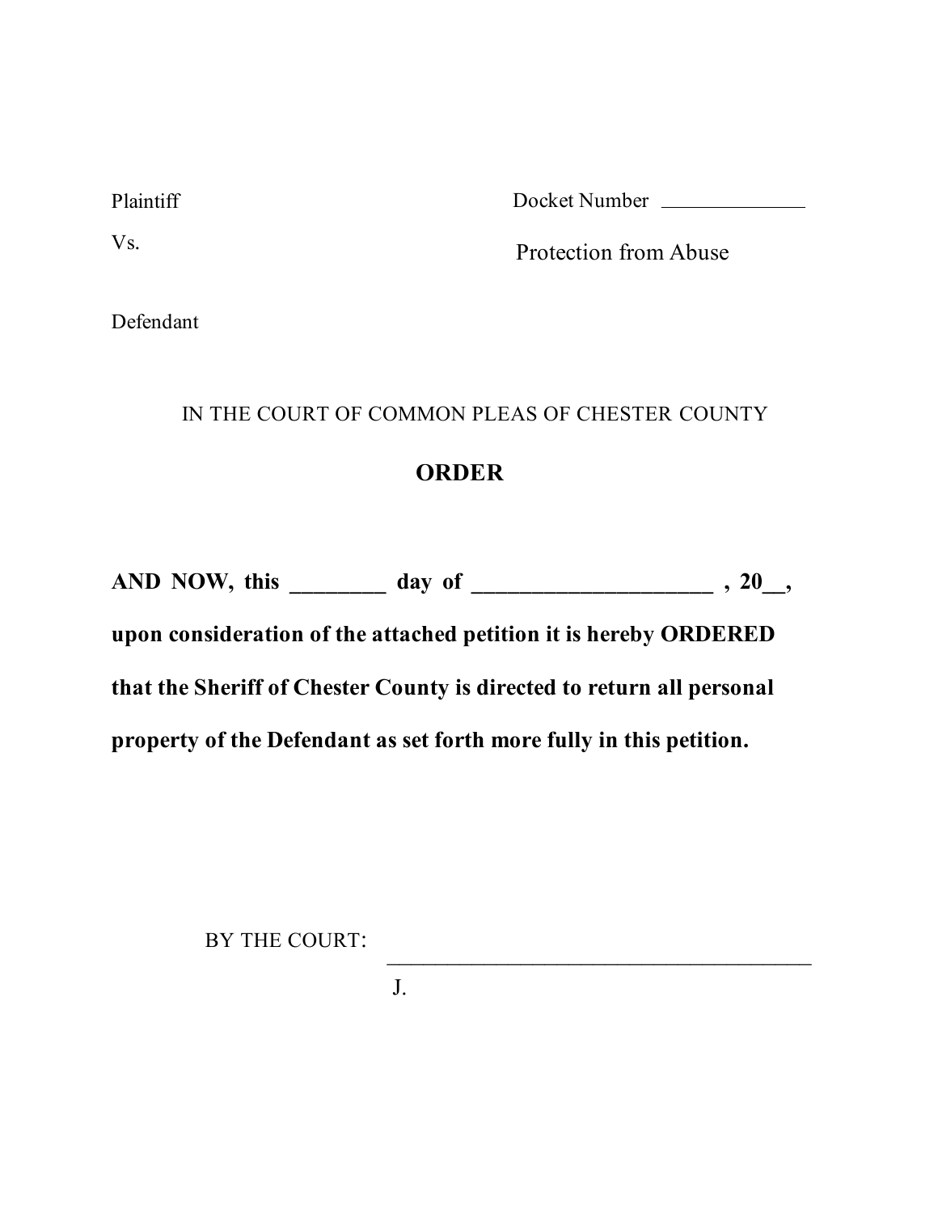Plaintiff                                                    Docket Number ______________

Vs.                                                          Protection from Abuse

Defendant

IN THE COURT OF COMMON PLEAS OF CHESTER COUNTY

## ORDER

**AND NOW, this ________ day of ____________________ , 20__, upon consideration of the attached petition it is hereby ORDERED that the Sheriff of Chester County is directed to return all personal property of the Defendant as set forth more fully in this petition.**

BY THE COURT: ________________________________________

J.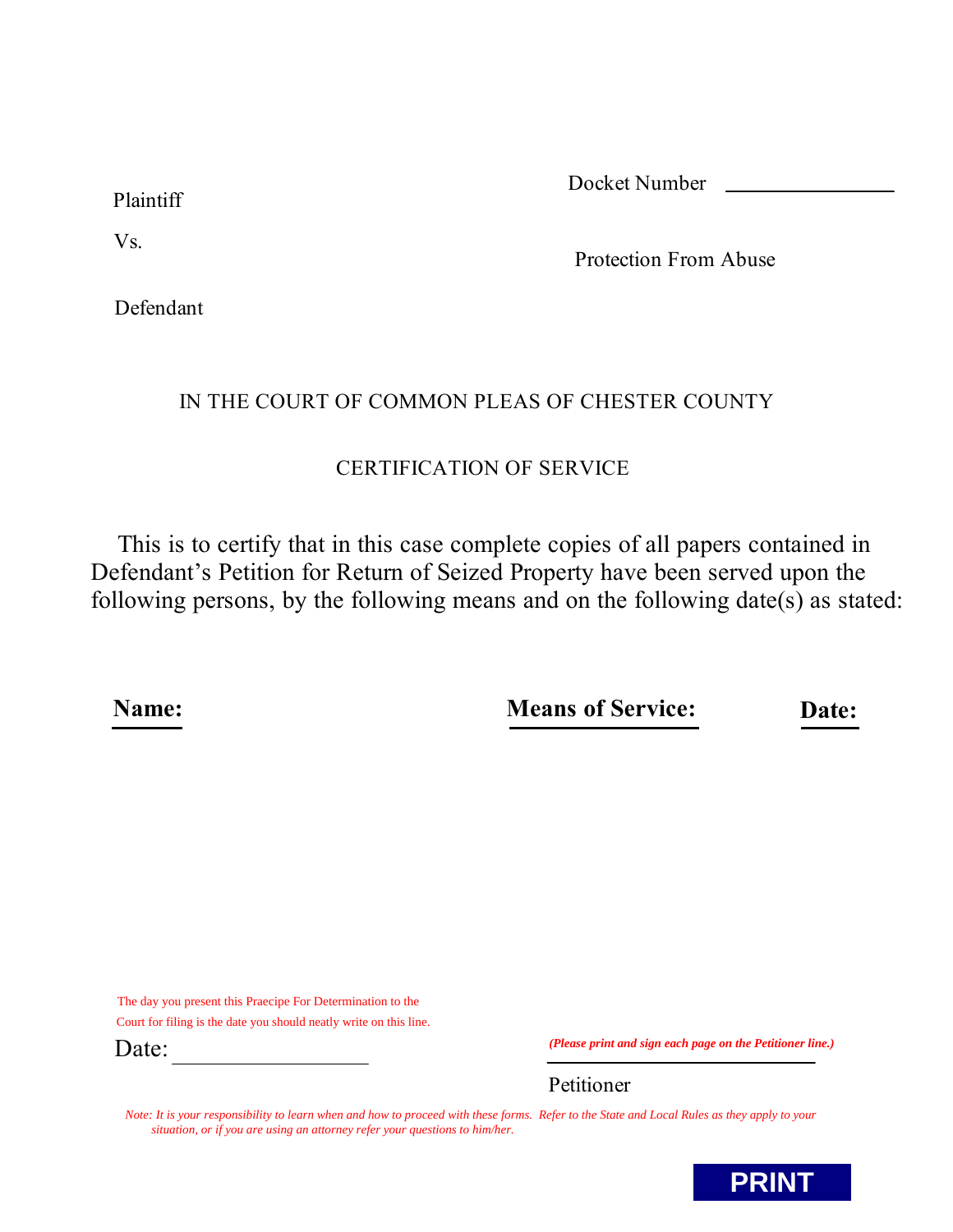Docket Number \_\_\_\_\_\_\_\_\_\_\_\_\_\_\_\_

Plaintiff

Vs.

Protection From Abuse

Defendant

IN THE COURT OF COMMON PLEAS OF CHESTER COUNTY

CERTIFICATION OF SERVICE

This is to certify that in this case complete copies of all papers contained in Defendant's Petition for Return of Seized Property have been served upon the following persons, by the following means and on the following date(s) as stated:

| **Name:** | **Means of Service:** | **Date:** |
| --- | --- | --- |
| | | |

The day you present this Praecipe For Determination to the Court for filing is the date you should neatly write on this line.

Date: \_\_\_\_\_\_\_\_\_\_\_\_\_\_\_\_

***(Please print and sign each page on the Petitioner line.)***

\_\_\_\_\_\_\_\_\_\_\_\_\_\_\_\_\_\_\_\_\_\_\_\_

Petitioner

*Note: It is your responsibility to learn when and how to proceed with these forms. Refer to the State and Local Rules as they apply to your situation, or if you are using an attorney refer your questions to him/her.*

PRINT